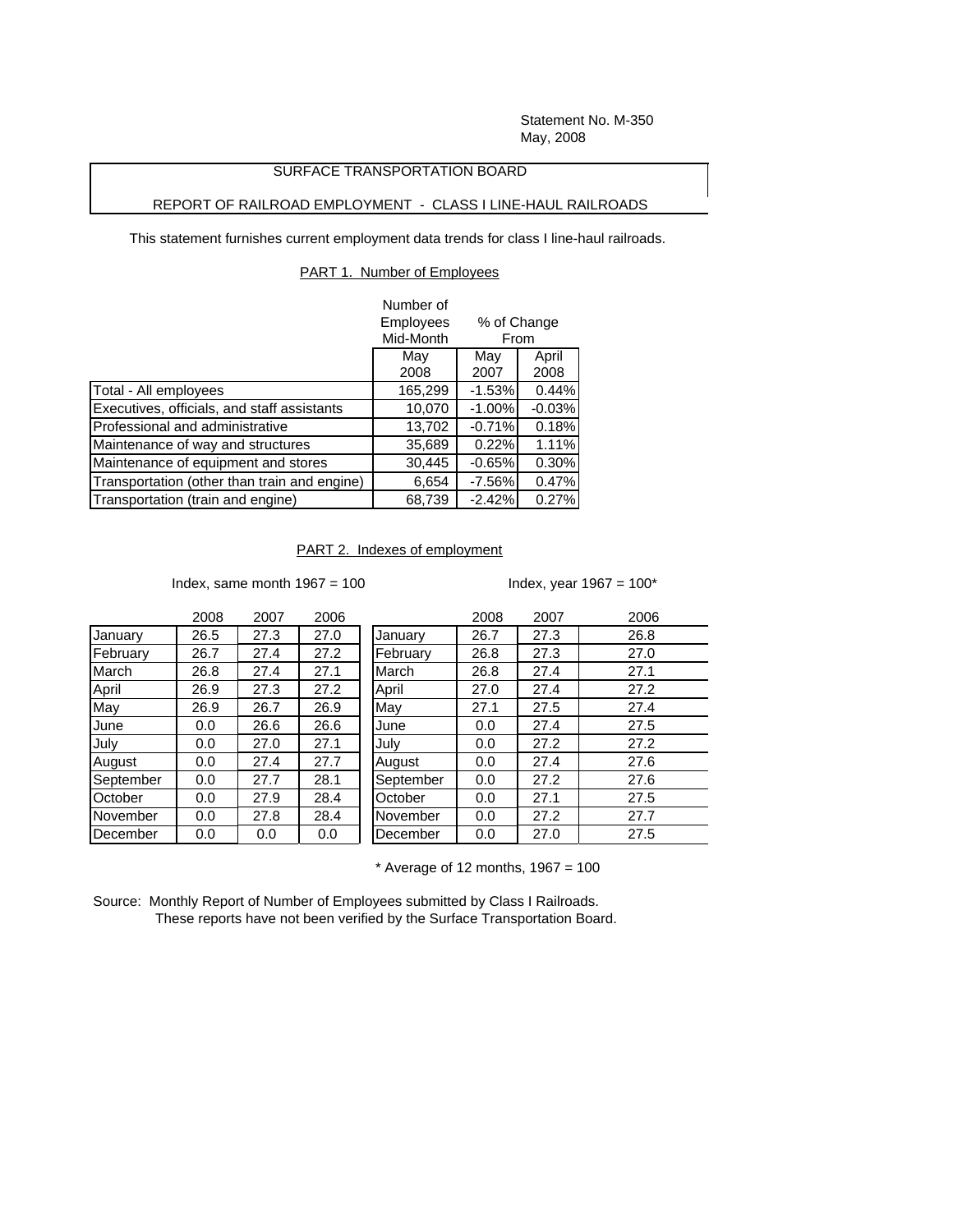Statement No. M-350
May, 2008

## SURFACE TRANSPORTATION BOARD

## REPORT OF RAILROAD EMPLOYMENT - CLASS I LINE-HAUL RAILROADS

This statement furnishes current employment data trends for class I line-haul railroads.

### PART 1. Number of Employees

| | Number of Employees Mid-Month | % of Change From | |
|---|---|---|---|
| | May 2008 | May 2007 | April 2008 |
| Total - All employees | 165,299 | -1.53% | 0.44% |
| Executives, officials, and staff assistants | 10,070 | -1.00% | -0.03% |
| Professional and administrative | 13,702 | -0.71% | 0.18% |
| Maintenance of way and structures | 35,689 | 0.22% | 1.11% |
| Maintenance of equipment and stores | 30,445 | -0.65% | 0.30% |
| Transportation (other than train and engine) | 6,654 | -7.56% | 0.47% |
| Transportation (train and engine) | 68,739 | -2.42% | 0.27% |

### PART 2. Indexes of employment

Index, same month 1967 = 100

| | 2008 | 2007 | 2006 |
|---|---|---|---|
| January | 26.5 | 27.3 | 27.0 |
| February | 26.7 | 27.4 | 27.2 |
| March | 26.8 | 27.4 | 27.1 |
| April | 26.9 | 27.3 | 27.2 |
| May | 26.9 | 26.7 | 26.9 |
| June | 0.0 | 26.6 | 26.6 |
| July | 0.0 | 27.0 | 27.1 |
| August | 0.0 | 27.4 | 27.7 |
| September | 0.0 | 27.7 | 28.1 |
| October | 0.0 | 27.9 | 28.4 |
| November | 0.0 | 27.8 | 28.4 |
| December | 0.0 | 0.0 | 0.0 |

Index, year 1967 = 100*

| | 2008 | 2007 | 2006 |
|---|---|---|---|
| January | 26.7 | 27.3 | 26.8 |
| February | 26.8 | 27.3 | 27.0 |
| March | 26.8 | 27.4 | 27.1 |
| April | 27.0 | 27.4 | 27.2 |
| May | 27.1 | 27.5 | 27.4 |
| June | 0.0 | 27.4 | 27.5 |
| July | 0.0 | 27.2 | 27.2 |
| August | 0.0 | 27.4 | 27.6 |
| September | 0.0 | 27.2 | 27.6 |
| October | 0.0 | 27.1 | 27.5 |
| November | 0.0 | 27.2 | 27.7 |
| December | 0.0 | 27.0 | 27.5 |

* Average of 12 months, 1967 = 100

Source: Monthly Report of Number of Employees submitted by Class I Railroads.
These reports have not been verified by the Surface Transportation Board.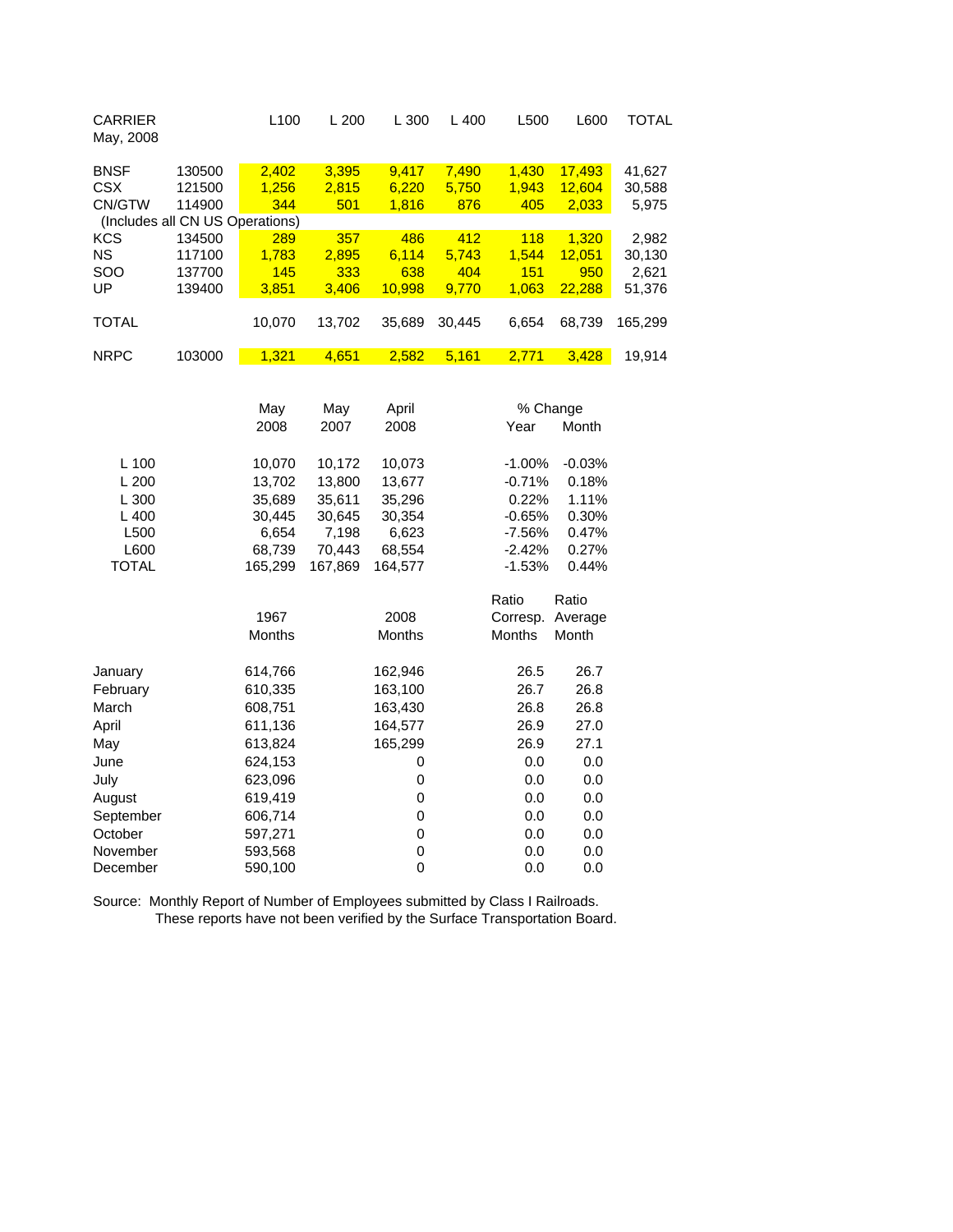| CARRIER May, 2008 | | L100 | L 200 | L 300 | L 400 | L500 | L600 | TOTAL |
|---|---|---|---|---|---|---|---|---|
| BNSF | 130500 | 2,402 | 3,395 | 9,417 | 7,490 | 1,430 | 17,493 | 41,627 |
| CSX | 121500 | 1,256 | 2,815 | 6,220 | 5,750 | 1,943 | 12,604 | 30,588 |
| CN/GTW | 114900 | 344 | 501 | 1,816 | 876 | 405 | 2,033 | 5,975 |
| (Includes all CN US Operations) | | | | | | | | |
| KCS | 134500 | 289 | 357 | 486 | 412 | 118 | 1,320 | 2,982 |
| NS | 117100 | 1,783 | 2,895 | 6,114 | 5,743 | 1,544 | 12,051 | 30,130 |
| SOO | 137700 | 145 | 333 | 638 | 404 | 151 | 950 | 2,621 |
| UP | 139400 | 3,851 | 3,406 | 10,998 | 9,770 | 1,063 | 22,288 | 51,376 |
| TOTAL | | 10,070 | 13,702 | 35,689 | 30,445 | 6,654 | 68,739 | 165,299 |
| NRPC | 103000 | 1,321 | 4,651 | 2,582 | 5,161 | 2,771 | 3,428 | 19,914 |

| | May 2008 | May 2007 | April 2008 | % Change Year | % Change Month |
|---|---|---|---|---|---|
| L 100 | 10,070 | 10,172 | 10,073 | -1.00% | -0.03% |
| L 200 | 13,702 | 13,800 | 13,677 | -0.71% | 0.18% |
| L 300 | 35,689 | 35,611 | 35,296 | 0.22% | 1.11% |
| L 400 | 30,445 | 30,645 | 30,354 | -0.65% | 0.30% |
| L500 | 6,654 | 7,198 | 6,623 | -7.56% | 0.47% |
| L600 | 68,739 | 70,443 | 68,554 | -2.42% | 0.27% |
| TOTAL | 165,299 | 167,869 | 164,577 | -1.53% | 0.44% |

| | 1967 Months | 2008 Months | Ratio Corresp. Months | Ratio Average Month |
|---|---|---|---|---|
| January | 614,766 | 162,946 | 26.5 | 26.7 |
| February | 610,335 | 163,100 | 26.7 | 26.8 |
| March | 608,751 | 163,430 | 26.8 | 26.8 |
| April | 611,136 | 164,577 | 26.9 | 27.0 |
| May | 613,824 | 165,299 | 26.9 | 27.1 |
| June | 624,153 | 0 | 0.0 | 0.0 |
| July | 623,096 | 0 | 0.0 | 0.0 |
| August | 619,419 | 0 | 0.0 | 0.0 |
| September | 606,714 | 0 | 0.0 | 0.0 |
| October | 597,271 | 0 | 0.0 | 0.0 |
| November | 593,568 | 0 | 0.0 | 0.0 |
| December | 590,100 | 0 | 0.0 | 0.0 |

Source: Monthly Report of Number of Employees submitted by Class I Railroads.
These reports have not been verified by the Surface Transportation Board.